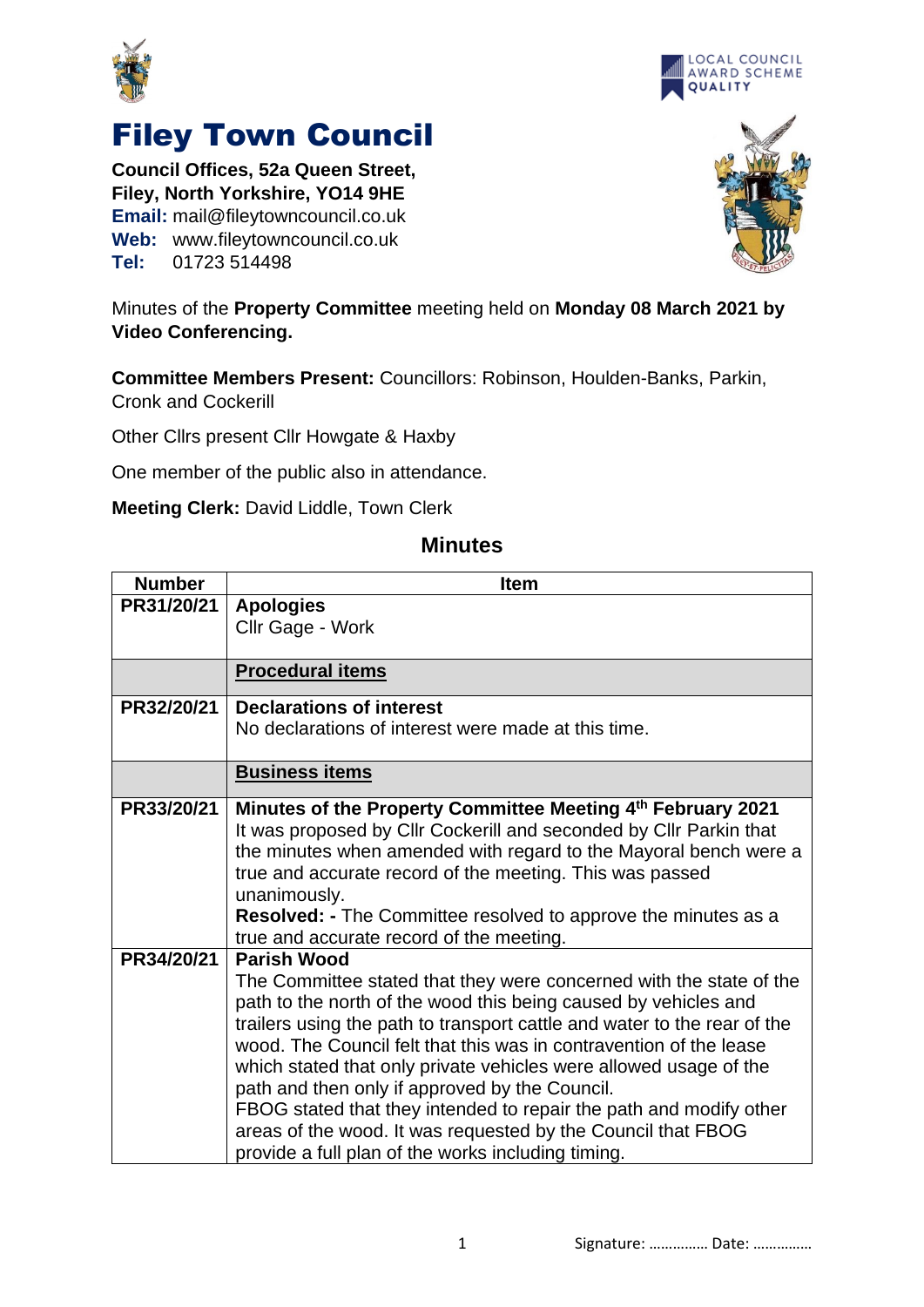# Filey Town Council

**Council Offices, 52a Queen Street,**
**Filey, North Yorkshire, YO14 9HE**
**Email:** mail@fileytowncouncil.co.uk
**Web:** www.fileytowncouncil.co.uk
**Tel:** 01723 514498

Minutes of the **Property Committee** meeting held on **Monday 08 March 2021 by Video Conferencing.**

**Committee Members Present:** Councillors: Robinson, Houlden-Banks, Parkin, Cronk and Cockerill

Other Cllrs present Cllr Howgate & Haxby

One member of the public also in attendance.

**Meeting Clerk:** David Liddle, Town Clerk

## Minutes

| Number | Item |
|---|---|
| PR31/20/21 | **Apologies**<br>Cllr Gage - Work |
| | **Procedural items** |
| PR32/20/21 | **Declarations of interest**<br>No declarations of interest were made at this time. |
| | **Business items** |
| PR33/20/21 | **Minutes of the Property Committee Meeting 4th February 2021**<br>It was proposed by Cllr Cockerill and seconded by Cllr Parkin that the minutes when amended with regard to the Mayoral bench were a true and accurate record of the meeting. This was passed unanimously.<br>**Resolved: -** The Committee resolved to approve the minutes as a true and accurate record of the meeting. |
| PR34/20/21 | **Parish Wood**<br>The Committee stated that they were concerned with the state of the path to the north of the wood this being caused by vehicles and trailers using the path to transport cattle and water to the rear of the wood. The Council felt that this was in contravention of the lease which stated that only private vehicles were allowed usage of the path and then only if approved by the Council.<br>FBOG stated that they intended to repair the path and modify other areas of the wood. It was requested by the Council that FBOG provide a full plan of the works including timing. |

Signature: …………… Date: ……………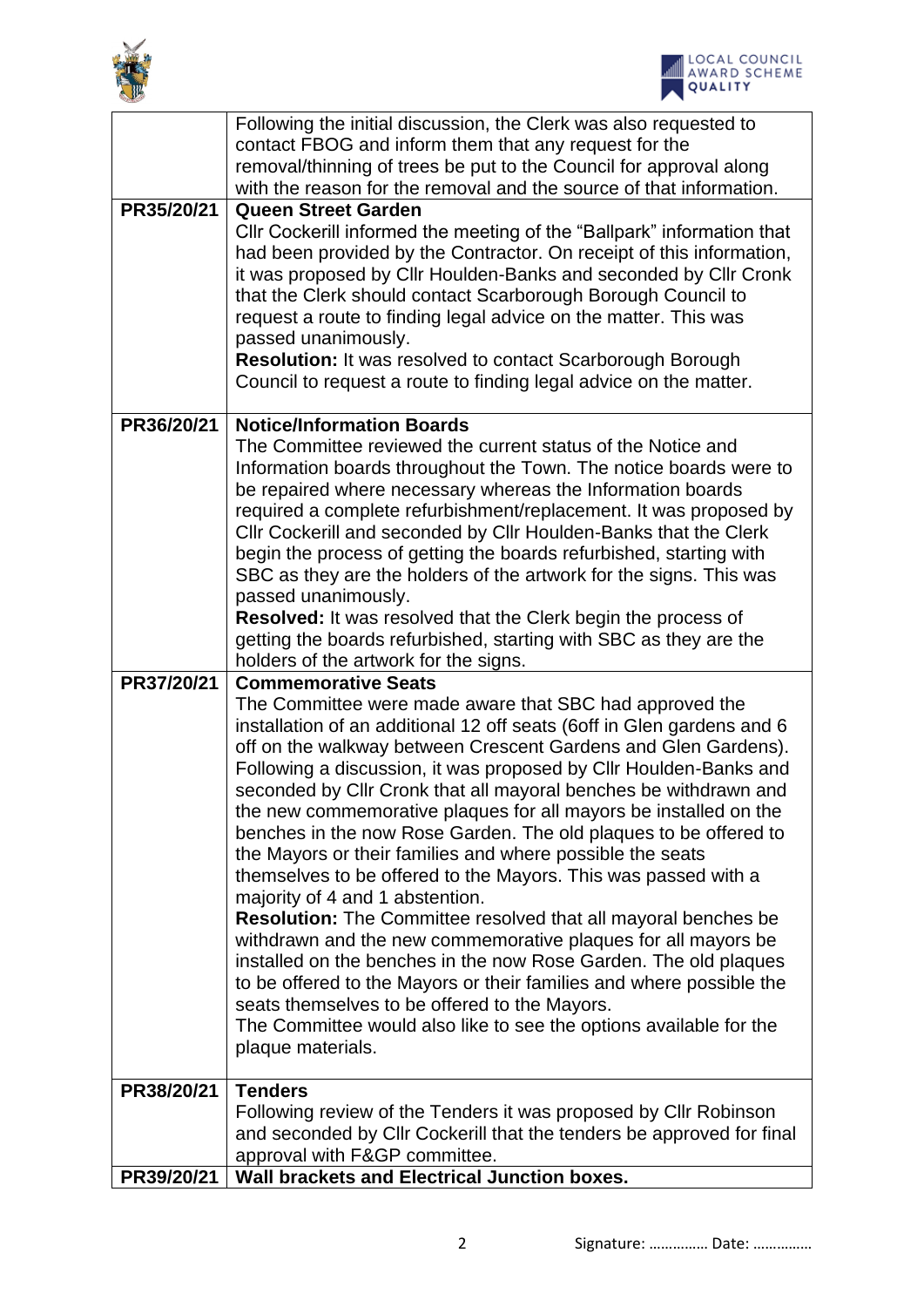| | |
|---|---|
| | Following the initial discussion, the Clerk was also requested to contact FBOG and inform them that any request for the removal/thinning of trees be put to the Council for approval along with the reason for the removal and the source of that information. |
| **PR35/20/21** | **Queen Street Garden**<br>Cllr Cockerill informed the meeting of the "Ballpark" information that had been provided by the Contractor. On receipt of this information, it was proposed by Cllr Houlden-Banks and seconded by Cllr Cronk that the Clerk should contact Scarborough Borough Council to request a route to finding legal advice on the matter. This was passed unanimously.<br>**Resolution:** It was resolved to contact Scarborough Borough Council to request a route to finding legal advice on the matter. |
| **PR36/20/21** | **Notice/Information Boards**<br>The Committee reviewed the current status of the Notice and Information boards throughout the Town. The notice boards were to be repaired where necessary whereas the Information boards required a complete refurbishment/replacement. It was proposed by Cllr Cockerill and seconded by Cllr Houlden-Banks that the Clerk begin the process of getting the boards refurbished, starting with SBC as they are the holders of the artwork for the signs. This was passed unanimously.<br>**Resolved:** It was resolved that the Clerk begin the process of getting the boards refurbished, starting with SBC as they are the holders of the artwork for the signs. |
| **PR37/20/21** | **Commemorative Seats**<br>The Committee were made aware that SBC had approved the installation of an additional 12 off seats (6off in Glen gardens and 6 off on the walkway between Crescent Gardens and Glen Gardens). Following a discussion, it was proposed by Cllr Houlden-Banks and seconded by Cllr Cronk that all mayoral benches be withdrawn and the new commemorative plaques for all mayors be installed on the benches in the now Rose Garden. The old plaques to be offered to the Mayors or their families and where possible the seats themselves to be offered to the Mayors. This was passed with a majority of 4 and 1 abstention.<br>**Resolution:** The Committee resolved that all mayoral benches be withdrawn and the new commemorative plaques for all mayors be installed on the benches in the now Rose Garden. The old plaques to be offered to the Mayors or their families and where possible the seats themselves to be offered to the Mayors.<br>The Committee would also like to see the options available for the plaque materials. |
| **PR38/20/21** | **Tenders**<br>Following review of the Tenders it was proposed by Cllr Robinson and seconded by Cllr Cockerill that the tenders be approved for final approval with F&GP committee. |
| **PR39/20/21** | **Wall brackets and Electrical Junction boxes.** |

Signature: …………… Date: ……………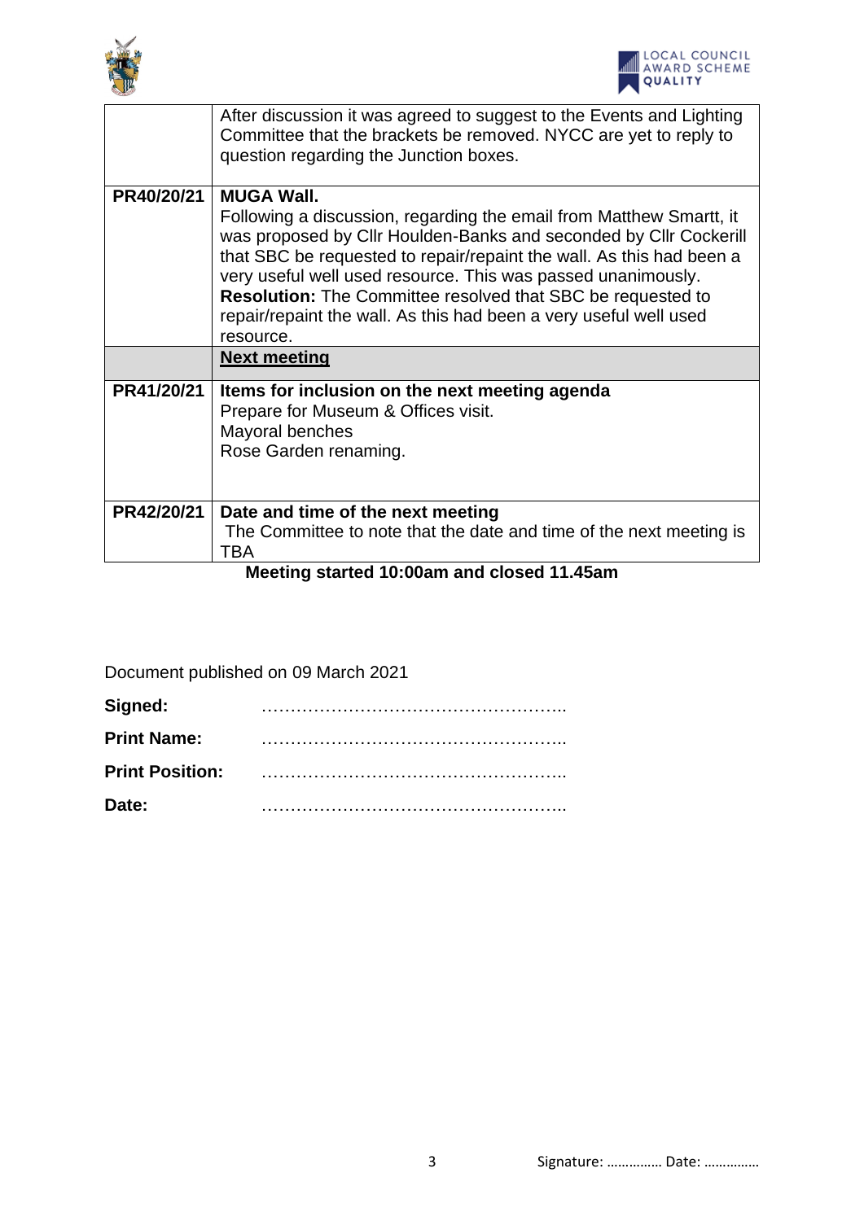| | |
|---|---|
| | After discussion it was agreed to suggest to the Events and Lighting Committee that the brackets be removed. NYCC are yet to reply to question regarding the Junction boxes. |
| **PR40/20/21** | **MUGA Wall.** Following a discussion, regarding the email from Matthew Smartt, it was proposed by Cllr Houlden-Banks and seconded by Cllr Cockerill that SBC be requested to repair/repaint the wall. As this had been a very useful well used resource. This was passed unanimously. **Resolution:** The Committee resolved that SBC be requested to repair/repaint the wall. As this had been a very useful well used resource. |
| | **Next meeting** |
| **PR41/20/21** | **Items for inclusion on the next meeting agenda** Prepare for Museum & Offices visit. Mayoral benches Rose Garden renaming. |
| **PR42/20/21** | **Date and time of the next meeting** The Committee to note that the date and time of the next meeting is TBA |

**Meeting started 10:00am and closed 11.45am**

Document published on 09 March 2021

**Signed:** ……………………………………………..

**Print Name:** ……………………………………………..

**Print Position:** ……………………………………………..

**Date:** ……………………………………………..

Signature: …………… Date: ……………